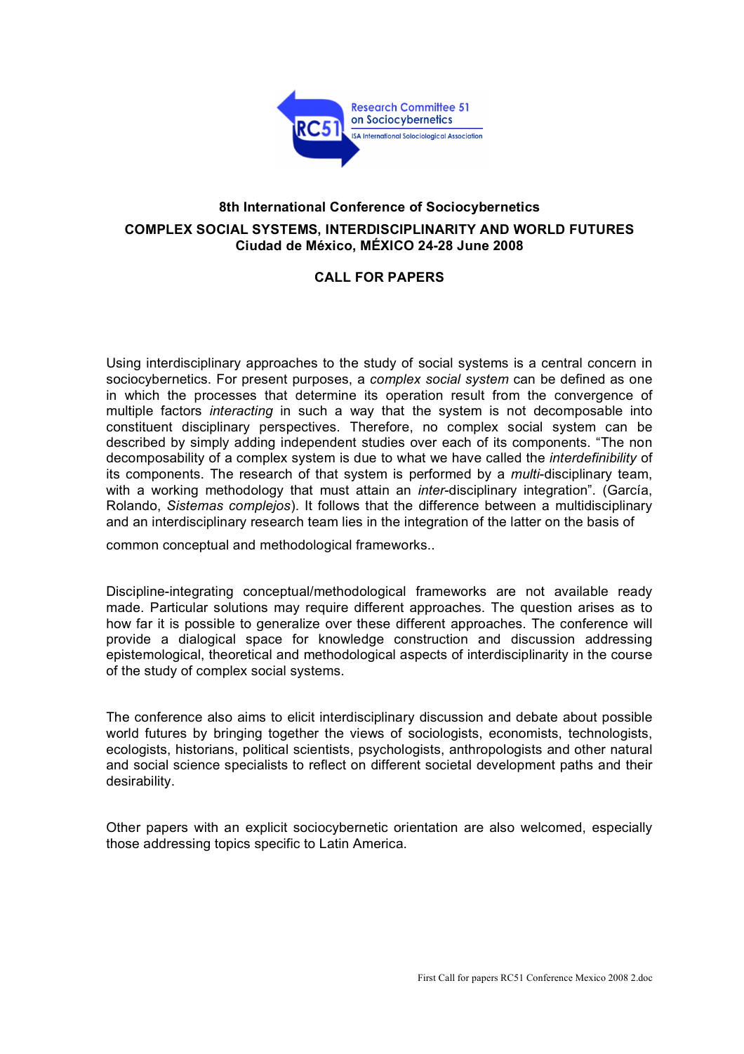Research Committee 51 on Sociocybernetics
ISA International Sociological Association

## 8th International Conference of Sociocybernetics

## COMPLEX SOCIAL SYSTEMS, INTERDISCIPLINARITY AND WORLD FUTURES

**Ciudad de México, MÉXICO 24-28 June 2008**

## CALL FOR PAPERS

Using interdisciplinary approaches to the study of social systems is a central concern in sociocybernetics. For present purposes, a *complex social system* can be defined as one in which the processes that determine its operation result from the convergence of multiple factors *interacting* in such a way that the system is not decomposable into constituent disciplinary perspectives. Therefore, no complex social system can be described by simply adding independent studies over each of its components. "The non decomposability of a complex system is due to what we have called the *interdefinibility* of its components. The research of that system is performed by a *multi*-disciplinary team, with a working methodology that must attain an *inter*-disciplinary integration". (García, Rolando, *Sistemas complejos*). It follows that the difference between a multidisciplinary and an interdisciplinary research team lies in the integration of the latter on the basis of common conceptual and methodological frameworks..

Discipline-integrating conceptual/methodological frameworks are not available ready made. Particular solutions may require different approaches. The question arises as to how far it is possible to generalize over these different approaches. The conference will provide a dialogical space for knowledge construction and discussion addressing epistemological, theoretical and methodological aspects of interdisciplinarity in the course of the study of complex social systems.

The conference also aims to elicit interdisciplinary discussion and debate about possible world futures by bringing together the views of sociologists, economists, technologists, ecologists, historians, political scientists, psychologists, anthropologists and other natural and social science specialists to reflect on different societal development paths and their desirability.

Other papers with an explicit sociocybernetic orientation are also welcomed, especially those addressing topics specific to Latin America.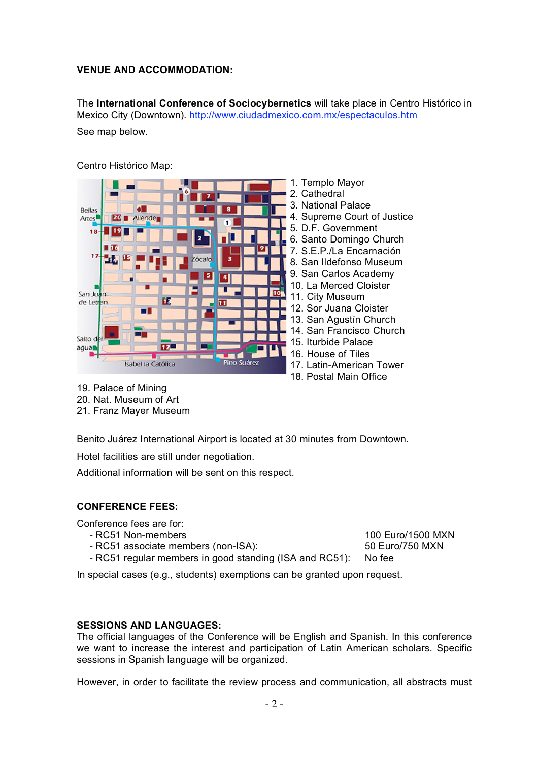**VENUE AND ACCOMMODATION:**

The **International Conference of Sociocybernetics** will take place in Centro Histórico in Mexico City (Downtown). http://www.ciudadmexico.com.mx/espectaculos.htm

See map below.

Centro Histórico Map:

Bellas Artes

Allende

Zócalo

San Juan de Letrán

Salto del agua

Isabel la Católica

Pino Suárez

1. Templo Mayor
2. Cathedral
3. National Palace
4. Supreme Court of Justice
5. D.F. Government
6. Santo Domingo Church
7. S.E.P./La Encarnación
8. San Ildefonso Museum
9. San Carlos Academy
10. La Merced Cloister
11. City Museum
12. Sor Juana Cloister
13. San Agustín Church
14. San Francisco Church
15. Iturbide Palace
16. House of Tiles
17. Latin-American Tower
18. Postal Main Office
19. Palace of Mining
20. Nat. Museum of Art
21. Franz Mayer Museum

Benito Juárez International Airport is located at 30 minutes from Downtown.

Hotel facilities are still under negotiation.

Additional information will be sent on this respect.

**CONFERENCE FEES:**

Conference fees are for:

| | |
|---|---|
| - RC51 Non-members | 100 Euro/1500 MXN |
| - RC51 associate members (non-ISA): | 50 Euro/750 MXN |
| - RC51 regular members in good standing (ISA and RC51): | No fee |

In special cases (e.g., students) exemptions can be granted upon request.

**SESSIONS AND LANGUAGES:**

The official languages of the Conference will be English and Spanish. In this conference we want to increase the interest and participation of Latin American scholars. Specific sessions in Spanish language will be organized.

However, in order to facilitate the review process and communication, all abstracts must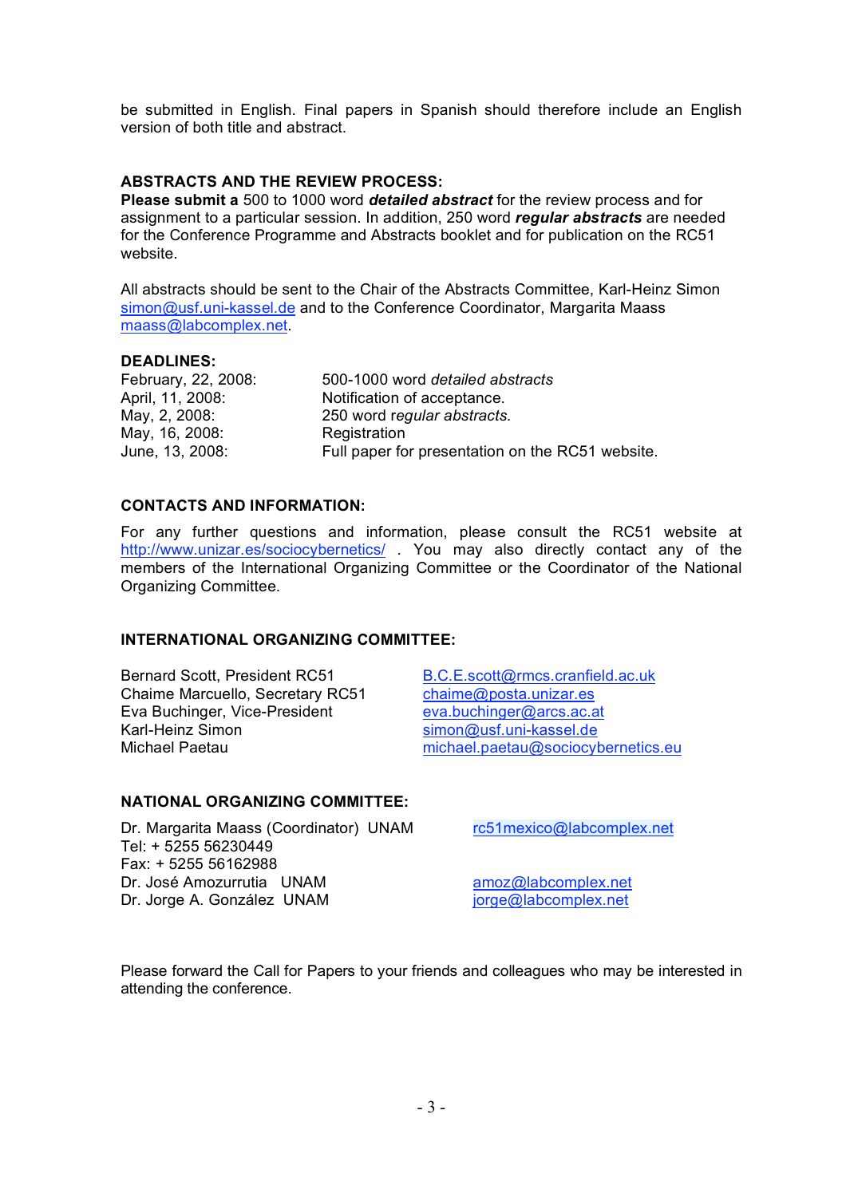be submitted in English. Final papers in Spanish should therefore include an English version of both title and abstract.

## ABSTRACTS AND THE REVIEW PROCESS:

**Please submit a** 500 to 1000 word ***detailed abstract*** for the review process and for assignment to a particular session. In addition, 250 word ***regular abstracts*** are needed for the Conference Programme and Abstracts booklet and for publication on the RC51 website.

All abstracts should be sent to the Chair of the Abstracts Committee, Karl-Heinz Simon simon@usf.uni-kassel.de and to the Conference Coordinator, Margarita Maass maass@labcomplex.net.

## DEADLINES:

| | |
|---|---|
| February, 22, 2008: | 500-1000 word *detailed abstracts* |
| April, 11, 2008: | Notification of acceptance. |
| May, 2, 2008: | 250 word *regular abstracts.* |
| May, 16, 2008: | Registration |
| June, 13, 2008: | Full paper for presentation on the RC51 website. |

## CONTACTS AND INFORMATION:

For any further questions and information, please consult the RC51 website at http://www.unizar.es/sociocybernetics/ . You may also directly contact any of the members of the International Organizing Committee or the Coordinator of the National Organizing Committee.

## INTERNATIONAL ORGANIZING COMMITTEE:

| | |
|---|---|
| Bernard Scott, President RC51 | B.C.E.scott@rmcs.cranfield.ac.uk |
| Chaime Marcuello, Secretary RC51 | chaime@posta.unizar.es |
| Eva Buchinger, Vice-President | eva.buchinger@arcs.ac.at |
| Karl-Heinz Simon | simon@usf.uni-kassel.de |
| Michael Paetau | michael.paetau@sociocybernetics.eu |

## NATIONAL ORGANIZING COMMITTEE:

| | |
|---|---|
| Dr. Margarita Maass (Coordinator) UNAM | rc51mexico@labcomplex.net |
| Tel: + 5255 56230449 | |
| Fax: + 5255 56162988 | |
| Dr. José Amozurrutia UNAM | amoz@labcomplex.net |
| Dr. Jorge A. González UNAM | jorge@labcomplex.net |

Please forward the Call for Papers to your friends and colleagues who may be interested in attending the conference.